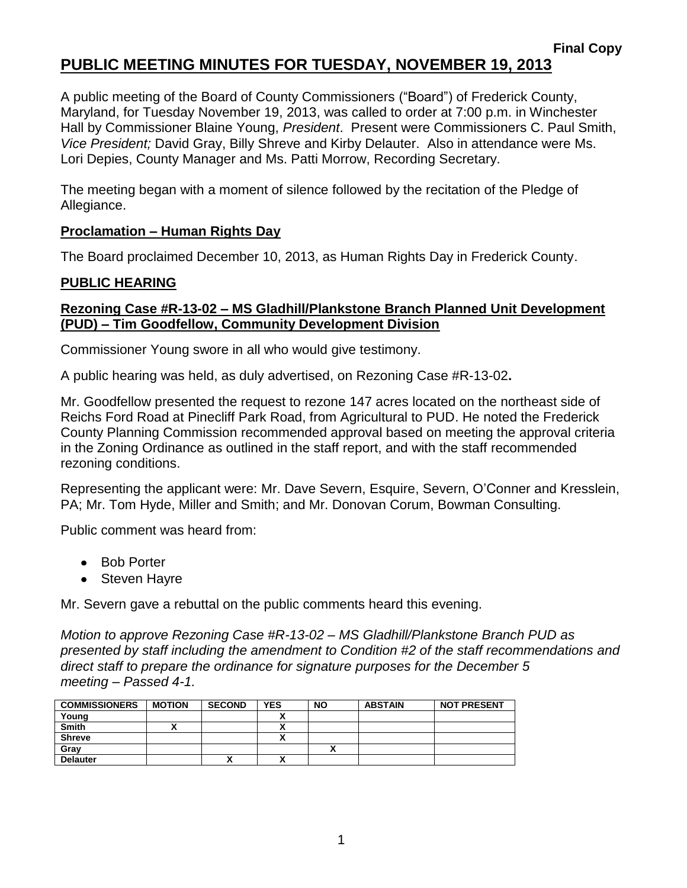**Final Copy**

# PUBLIC MEETING MINUTES FOR TUESDAY, NOVEMBER 19, 2013

A public meeting of the Board of County Commissioners ("Board") of Frederick County, Maryland, for Tuesday November 19, 2013, was called to order at 7:00 p.m. in Winchester Hall by Commissioner Blaine Young, *President*. Present were Commissioners C. Paul Smith, *Vice President;* David Gray, Billy Shreve and Kirby Delauter. Also in attendance were Ms. Lori Depies, County Manager and Ms. Patti Morrow, Recording Secretary.

The meeting began with a moment of silence followed by the recitation of the Pledge of Allegiance.

## Proclamation – Human Rights Day

The Board proclaimed December 10, 2013, as Human Rights Day in Frederick County.

## PUBLIC HEARING

### Rezoning Case #R-13-02 – MS Gladhill/Plankstone Branch Planned Unit Development (PUD) – Tim Goodfellow, Community Development Division

Commissioner Young swore in all who would give testimony.

A public hearing was held, as duly advertised, on Rezoning Case #R-13-02**.**

Mr. Goodfellow presented the request to rezone 147 acres located on the northeast side of Reichs Ford Road at Pinecliff Park Road, from Agricultural to PUD. He noted the Frederick County Planning Commission recommended approval based on meeting the approval criteria in the Zoning Ordinance as outlined in the staff report, and with the staff recommended rezoning conditions.

Representing the applicant were: Mr. Dave Severn, Esquire, Severn, O'Conner and Kresslein, PA; Mr. Tom Hyde, Miller and Smith; and Mr. Donovan Corum, Bowman Consulting.

Public comment was heard from:

- Bob Porter
- Steven Hayre

Mr. Severn gave a rebuttal on the public comments heard this evening.

*Motion to approve Rezoning Case #R-13-02 – MS Gladhill/Plankstone Branch PUD as presented by staff including the amendment to Condition #2 of the staff recommendations and direct staff to prepare the ordinance for signature purposes for the December 5 meeting – Passed 4-1.*

| COMMISSIONERS | MOTION | SECOND | YES | NO | ABSTAIN | NOT PRESENT |
|---|---|---|---|---|---|---|
| Young | | | X | | | |
| Smith | X | | X | | | |
| Shreve | | | X | | | |
| Gray | | | | X | | |
| Delauter | | X | X | | | |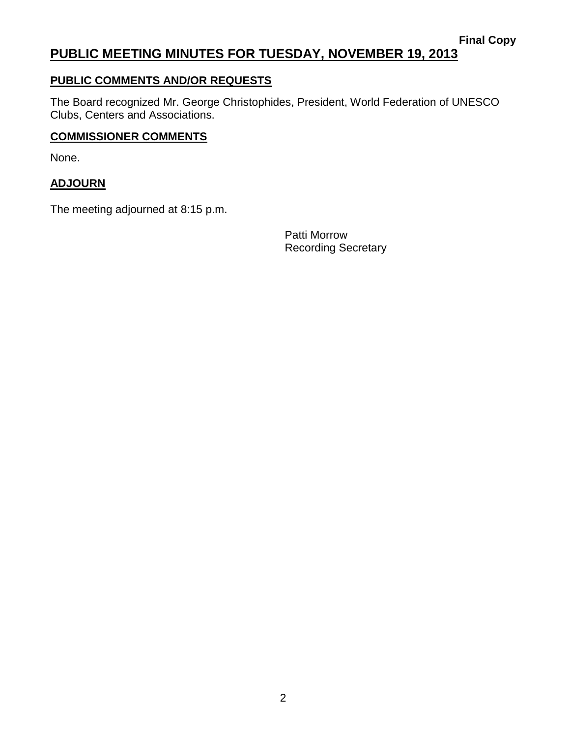**Final Copy**

# PUBLIC MEETING MINUTES FOR TUESDAY, NOVEMBER 19, 2013

## PUBLIC COMMENTS AND/OR REQUESTS

The Board recognized Mr. George Christophides, President, World Federation of UNESCO Clubs, Centers and Associations.

## COMMISSIONER COMMENTS

None.

## ADJOURN

The meeting adjourned at 8:15 p.m.

Patti Morrow
Recording Secretary